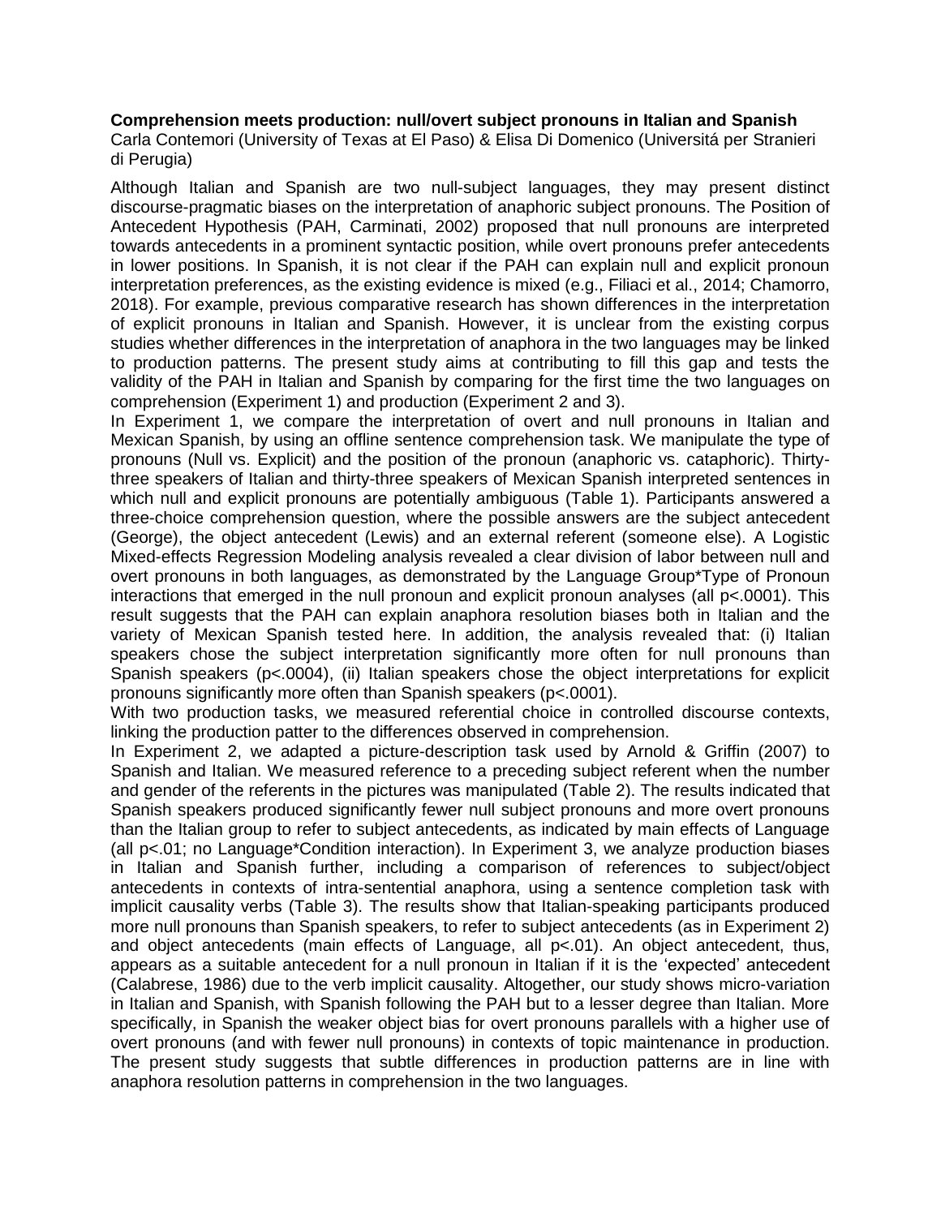**Comprehension meets production: null/overt subject pronouns in Italian and Spanish**

Carla Contemori (University of Texas at El Paso) & Elisa Di Domenico (Universitá per Stranieri di Perugia)

Although Italian and Spanish are two null-subject languages, they may present distinct discourse-pragmatic biases on the interpretation of anaphoric subject pronouns. The Position of Antecedent Hypothesis (PAH, Carminati, 2002) proposed that null pronouns are interpreted towards antecedents in a prominent syntactic position, while overt pronouns prefer antecedents in lower positions. In Spanish, it is not clear if the PAH can explain null and explicit pronoun interpretation preferences, as the existing evidence is mixed (e.g., Filiaci et al., 2014; Chamorro, 2018). For example, previous comparative research has shown differences in the interpretation of explicit pronouns in Italian and Spanish. However, it is unclear from the existing corpus studies whether differences in the interpretation of anaphora in the two languages may be linked to production patterns. The present study aims at contributing to fill this gap and tests the validity of the PAH in Italian and Spanish by comparing for the first time the two languages on comprehension (Experiment 1) and production (Experiment 2 and 3).

In Experiment 1, we compare the interpretation of overt and null pronouns in Italian and Mexican Spanish, by using an offline sentence comprehension task. We manipulate the type of pronouns (Null vs. Explicit) and the position of the pronoun (anaphoric vs. cataphoric). Thirty-three speakers of Italian and thirty-three speakers of Mexican Spanish interpreted sentences in which null and explicit pronouns are potentially ambiguous (Table 1). Participants answered a three-choice comprehension question, where the possible answers are the subject antecedent (George), the object antecedent (Lewis) and an external referent (someone else). A Logistic Mixed-effects Regression Modeling analysis revealed a clear division of labor between null and overt pronouns in both languages, as demonstrated by the Language Group*Type of Pronoun interactions that emerged in the null pronoun and explicit pronoun analyses (all $p<.0001$). This result suggests that the PAH can explain anaphora resolution biases both in Italian and the variety of Mexican Spanish tested here. In addition, the analysis revealed that: (i) Italian speakers chose the subject interpretation significantly more often for null pronouns than Spanish speakers ($p<.0004$), (ii) Italian speakers chose the object interpretations for explicit pronouns significantly more often than Spanish speakers ($p<.0001$).

With two production tasks, we measured referential choice in controlled discourse contexts, linking the production patter to the differences observed in comprehension.

In Experiment 2, we adapted a picture-description task used by Arnold & Griffin (2007) to Spanish and Italian. We measured reference to a preceding subject referent when the number and gender of the referents in the pictures was manipulated (Table 2). The results indicated that Spanish speakers produced significantly fewer null subject pronouns and more overt pronouns than the Italian group to refer to subject antecedents, as indicated by main effects of Language (all $p<.01$; no Language*Condition interaction). In Experiment 3, we analyze production biases in Italian and Spanish further, including a comparison of references to subject/object antecedents in contexts of intra-sentential anaphora, using a sentence completion task with implicit causality verbs (Table 3). The results show that Italian-speaking participants produced more null pronouns than Spanish speakers, to refer to subject antecedents (as in Experiment 2) and object antecedents (main effects of Language, all $p<.01$). An object antecedent, thus, appears as a suitable antecedent for a null pronoun in Italian if it is the 'expected' antecedent (Calabrese, 1986) due to the verb implicit causality. Altogether, our study shows micro-variation in Italian and Spanish, with Spanish following the PAH but to a lesser degree than Italian. More specifically, in Spanish the weaker object bias for overt pronouns parallels with a higher use of overt pronouns (and with fewer null pronouns) in contexts of topic maintenance in production. The present study suggests that subtle differences in production patterns are in line with anaphora resolution patterns in comprehension in the two languages.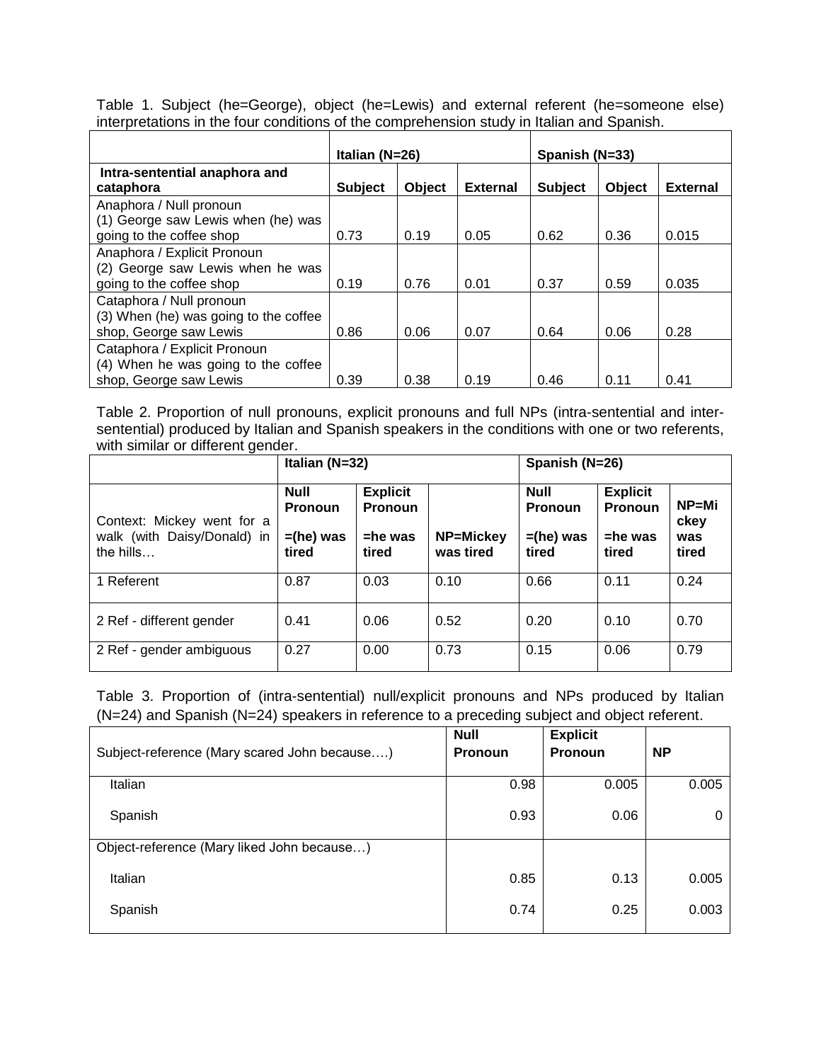Table 1. Subject (he=George), object (he=Lewis) and external referent (he=someone else) interpretations in the four conditions of the comprehension study in Italian and Spanish.

| | Italian (N=26) | | | Spanish (N=33) | | |
|---|---|---|---|---|---|---|
| **Intra-sentential anaphora and cataphora** | **Subject** | **Object** | **External** | **Subject** | **Object** | **External** |
| Anaphora / Null pronoun (1) George saw Lewis when (he) was going to the coffee shop | 0.73 | 0.19 | 0.05 | 0.62 | 0.36 | 0.015 |
| Anaphora / Explicit Pronoun (2) George saw Lewis when he was going to the coffee shop | 0.19 | 0.76 | 0.01 | 0.37 | 0.59 | 0.035 |
| Cataphora / Null pronoun (3) When (he) was going to the coffee shop, George saw Lewis | 0.86 | 0.06 | 0.07 | 0.64 | 0.06 | 0.28 |
| Cataphora / Explicit Pronoun (4) When he was going to the coffee shop, George saw Lewis | 0.39 | 0.38 | 0.19 | 0.46 | 0.11 | 0.41 |

Table 2. Proportion of null pronouns, explicit pronouns and full NPs (intra-sentential and inter-sentential) produced by Italian and Spanish speakers in the conditions with one or two referents, with similar or different gender.

| | Italian (N=32) | | | Spanish (N=26) | | |
|---|---|---|---|---|---|---|
| Context: Mickey went for a walk (with Daisy/Donald) in the hills… | **Null Pronoun =(he) was tired** | **Explicit Pronoun =he was tired** | **NP=Mickey was tired** | **Null Pronoun =(he) was tired** | **Explicit Pronoun =he was tired** | **NP=Mickey was tired** |
| 1 Referent | 0.87 | 0.03 | 0.10 | 0.66 | 0.11 | 0.24 |
| 2 Ref - different gender | 0.41 | 0.06 | 0.52 | 0.20 | 0.10 | 0.70 |
| 2 Ref - gender ambiguous | 0.27 | 0.00 | 0.73 | 0.15 | 0.06 | 0.79 |

Table 3. Proportion of (intra-sentential) null/explicit pronouns and NPs produced by Italian (N=24) and Spanish (N=24) speakers in reference to a preceding subject and object referent.

| Subject-reference (Mary scared John because….) | **Null Pronoun** | **Explicit Pronoun** | **NP** |
|---|---|---|---|
| Italian | 0.98 | 0.005 | 0.005 |
| Spanish | 0.93 | 0.06 | 0 |
| Object-reference (Mary liked John because…) | | | |
| Italian | 0.85 | 0.13 | 0.005 |
| Spanish | 0.74 | 0.25 | 0.003 |